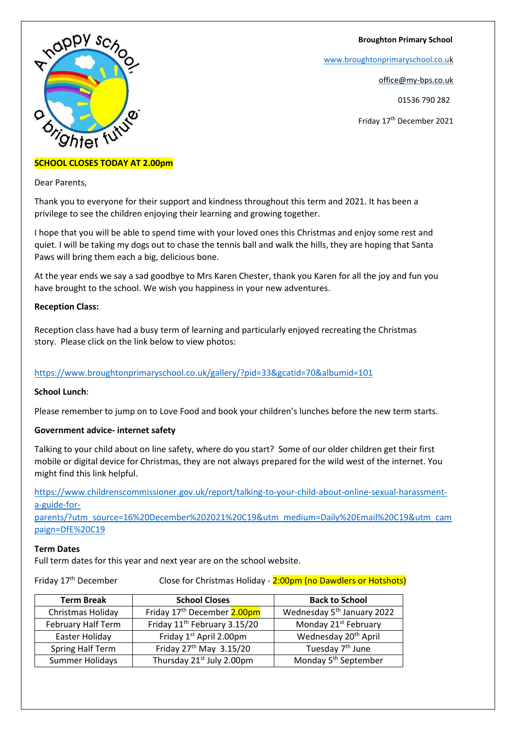**Broughton Primary School**

www.broughtonprimaryschool.co.uk

office@my-bps.co.uk

01536 790 282

Friday 17th December 2021

**SCHOOL CLOSES TODAY AT 2.00pm**

Dear Parents,

Thank you to everyone for their support and kindness throughout this term and 2021. It has been a privilege to see the children enjoying their learning and growing together.

I hope that you will be able to spend time with your loved ones this Christmas and enjoy some rest and quiet. I will be taking my dogs out to chase the tennis ball and walk the hills, they are hoping that Santa Paws will bring them each a big, delicious bone.

At the year ends we say a sad goodbye to Mrs Karen Chester, thank you Karen for all the joy and fun you have brought to the school. We wish you happiness in your new adventures.

**Reception Class:**

Reception class have had a busy term of learning and particularly enjoyed recreating the Christmas story. Please click on the link below to view photos:

https://www.broughtonprimaryschool.co.uk/gallery/?pid=33&gcatid=70&albumid=101

**School Lunch**:

Please remember to jump on to Love Food and book your children's lunches before the new term starts.

**Government advice- internet safety**

Talking to your child about on line safety, where do you start? Some of our older children get their first mobile or digital device for Christmas, they are not always prepared for the wild west of the internet. You might find this link helpful.

https://www.childrenscommissioner.gov.uk/report/talking-to-your-child-about-online-sexual-harassment-a-guide-for-parents/?utm_source=16%20December%202021%20C19&utm_medium=Daily%20Email%20C19&utm_campaign=DfE%20C19

**Term Dates**

Full term dates for this year and next year are on the school website.

Friday 17th December Close for Christmas Holiday - 2:00pm (no Dawdlers or Hotshots)

| Term Break | School Closes | Back to School |
|---|---|---|
| Christmas Holiday | Friday 17th December 2.00pm | Wednesday 5th January 2022 |
| February Half Term | Friday 11th February 3.15/20 | Monday 21st February |
| Easter Holiday | Friday 1st April 2.00pm | Wednesday 20th April |
| Spring Half Term | Friday 27th May 3.15/20 | Tuesday 7th June |
| Summer Holidays | Thursday 21st July 2.00pm | Monday 5th September |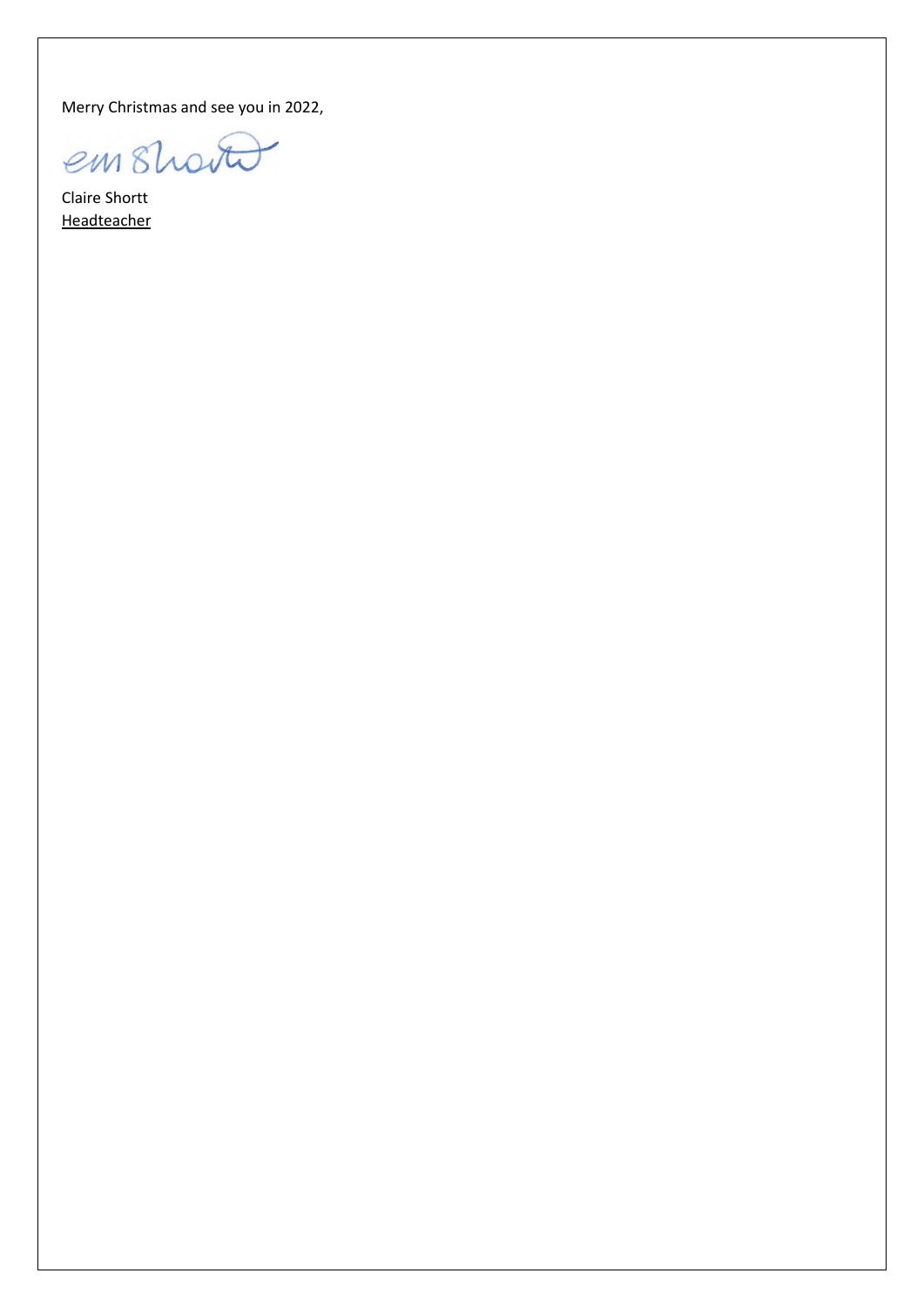Merry Christmas and see you in 2022,

Claire Shortt
Headteacher